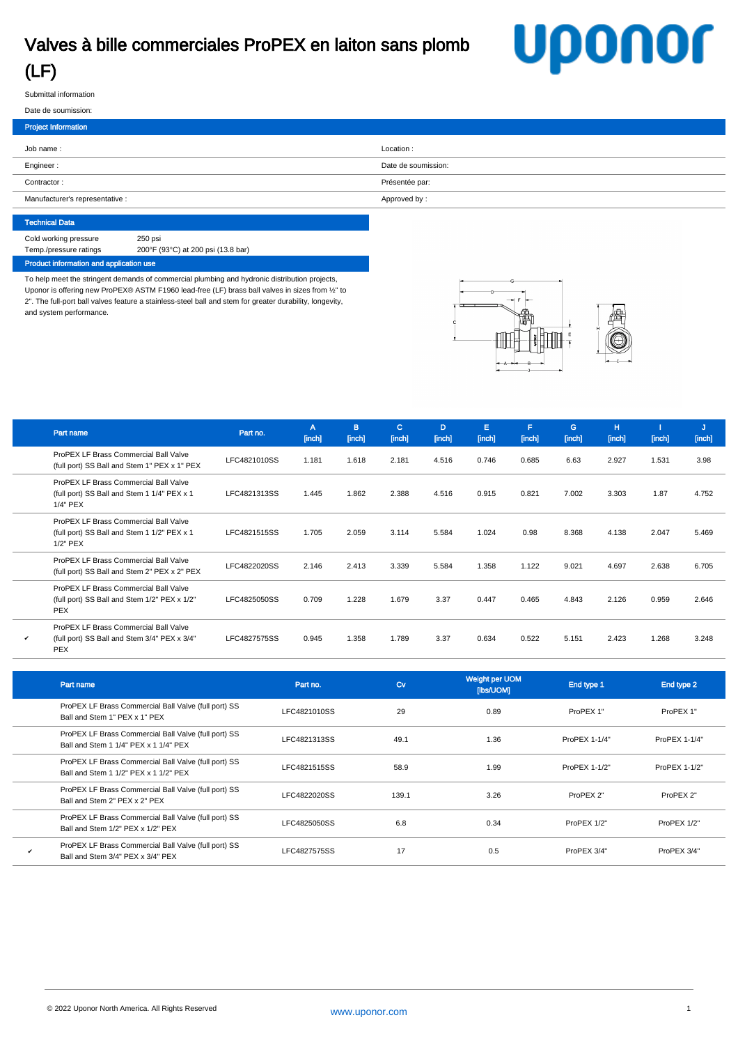# Valves à bille commerciales ProPEX en laiton sans plomb (LF)

Submittal information

Date de soumission:

## Project Information

| | |
|---|---|
| Job name : | Location : |
| Engineer : | Date de soumission: |
| Contractor : | Présentée par: |
| Manufacturer's representative : | Approved by : |

## Technical Data

| | |
|---|---|
| Cold working pressure | 250 psi |
| Temp./pressure ratings | 200°F (93°C) at 200 psi (13.8 bar) |

## Product information and application use

To help meet the stringent demands of commercial plumbing and hydronic distribution projects, Uponor is offering new ProPEX® ASTM F1960 lead-free (LF) brass ball valves in sizes from ½" to 2". The full-port ball valves feature a stainless-steel ball and stem for greater durability, longevity, and system performance.

| | Part name | Part no. | A [inch] | B [inch] | C [inch] | D [inch] | E [inch] | F [inch] | G [inch] | H [inch] | I [inch] | J [inch] |
|---|---|---|---|---|---|---|---|---|---|---|---|---|
| | ProPEX LF Brass Commercial Ball Valve (full port) SS Ball and Stem 1" PEX x 1" PEX | LFC4821010SS | 1.181 | 1.618 | 2.181 | 4.516 | 0.746 | 0.685 | 6.63 | 2.927 | 1.531 | 3.98 |
| | ProPEX LF Brass Commercial Ball Valve (full port) SS Ball and Stem 1 1/4" PEX x 1 1/4" PEX | LFC4821313SS | 1.445 | 1.862 | 2.388 | 4.516 | 0.915 | 0.821 | 7.002 | 3.303 | 1.87 | 4.752 |
| | ProPEX LF Brass Commercial Ball Valve (full port) SS Ball and Stem 1 1/2" PEX x 1 1/2" PEX | LFC4821515SS | 1.705 | 2.059 | 3.114 | 5.584 | 1.024 | 0.98 | 8.368 | 4.138 | 2.047 | 5.469 |
| | ProPEX LF Brass Commercial Ball Valve (full port) SS Ball and Stem 2" PEX x 2" PEX | LFC4822020SS | 2.146 | 2.413 | 3.339 | 5.584 | 1.358 | 1.122 | 9.021 | 4.697 | 2.638 | 6.705 |
| | ProPEX LF Brass Commercial Ball Valve (full port) SS Ball and Stem 1/2" PEX x 1/2" PEX | LFC4825050SS | 0.709 | 1.228 | 1.679 | 3.37 | 0.447 | 0.465 | 4.843 | 2.126 | 0.959 | 2.646 |
| ✔ | ProPEX LF Brass Commercial Ball Valve (full port) SS Ball and Stem 3/4" PEX x 3/4" PEX | LFC4827575SS | 0.945 | 1.358 | 1.789 | 3.37 | 0.634 | 0.522 | 5.151 | 2.423 | 1.268 | 3.248 |

| | Part name | Part no. | Cv | Weight per UOM [lbs/UOM] | End type 1 | End type 2 |
|---|---|---|---|---|---|---|
| | ProPEX LF Brass Commercial Ball Valve (full port) SS Ball and Stem 1" PEX x 1" PEX | LFC4821010SS | 29 | 0.89 | ProPEX 1" | ProPEX 1" |
| | ProPEX LF Brass Commercial Ball Valve (full port) SS Ball and Stem 1 1/4" PEX x 1 1/4" PEX | LFC4821313SS | 49.1 | 1.36 | ProPEX 1-1/4" | ProPEX 1-1/4" |
| | ProPEX LF Brass Commercial Ball Valve (full port) SS Ball and Stem 1 1/2" PEX x 1 1/2" PEX | LFC4821515SS | 58.9 | 1.99 | ProPEX 1-1/2" | ProPEX 1-1/2" |
| | ProPEX LF Brass Commercial Ball Valve (full port) SS Ball and Stem 2" PEX x 2" PEX | LFC4822020SS | 139.1 | 3.26 | ProPEX 2" | ProPEX 2" |
| | ProPEX LF Brass Commercial Ball Valve (full port) SS Ball and Stem 1/2" PEX x 1/2" PEX | LFC4825050SS | 6.8 | 0.34 | ProPEX 1/2" | ProPEX 1/2" |
| ✔ | ProPEX LF Brass Commercial Ball Valve (full port) SS Ball and Stem 3/4" PEX x 3/4" PEX | LFC4827575SS | 17 | 0.5 | ProPEX 3/4" | ProPEX 3/4" |

© 2022 Uponor North America. All Rights Reserved

www.uponor.com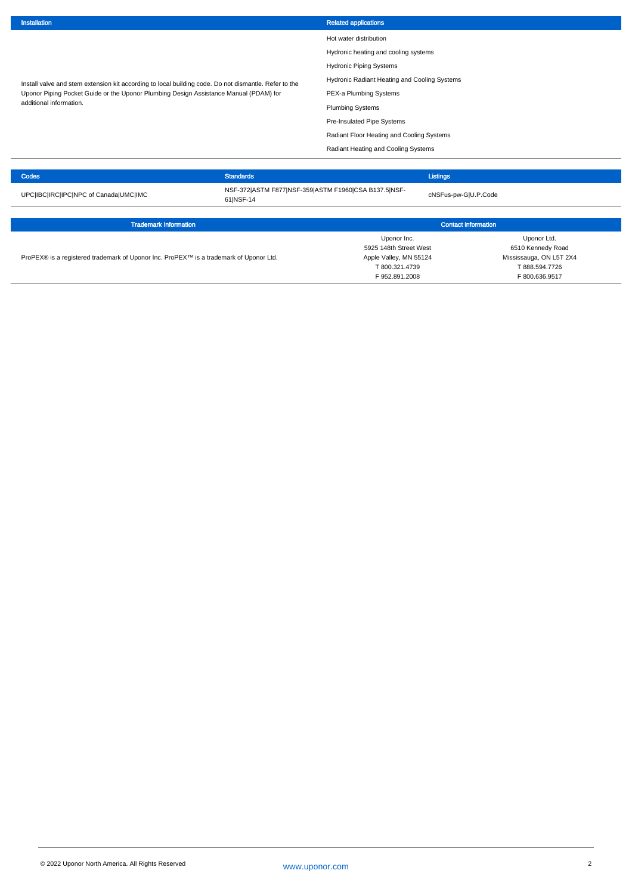## Installation

Install valve and stem extension kit according to local building code. Do not dismantle. Refer to the Uponor Piping Pocket Guide or the Uponor Plumbing Design Assistance Manual (PDAM) for additional information.

## Related applications

- Hot water distribution
- Hydronic heating and cooling systems
- Hydronic Piping Systems
- Hydronic Radiant Heating and Cooling Systems
- PEX-a Plumbing Systems
- Plumbing Systems
- Pre-Insulated Pipe Systems
- Radiant Floor Heating and Cooling Systems
- Radiant Heating and Cooling Systems

| Codes | Standards | Listings |
|---|---|---|
| UPC\|IBC\|IRC\|IPC\|NPC of Canada\|UMC\|IMC | NSF-372\|ASTM F877\|NSF-359\|ASTM F1960\|CSA B137.5\|NSF-61\|NSF-14 | cNSFus-pw-G\|U.P.Code |

## Trademark Information

ProPEX® is a registered trademark of Uponor Inc. ProPEX™ is a trademark of Uponor Ltd.

## Contact information

Uponor Inc.
5925 148th Street West
Apple Valley, MN 55124
T 800.321.4739
F 952.891.2008

Uponor Ltd.
6510 Kennedy Road
Mississauga, ON L5T 2X4
T 888.594.7726
F 800.636.9517

© 2022 Uponor North America. All Rights Reserved

www.uponor.com